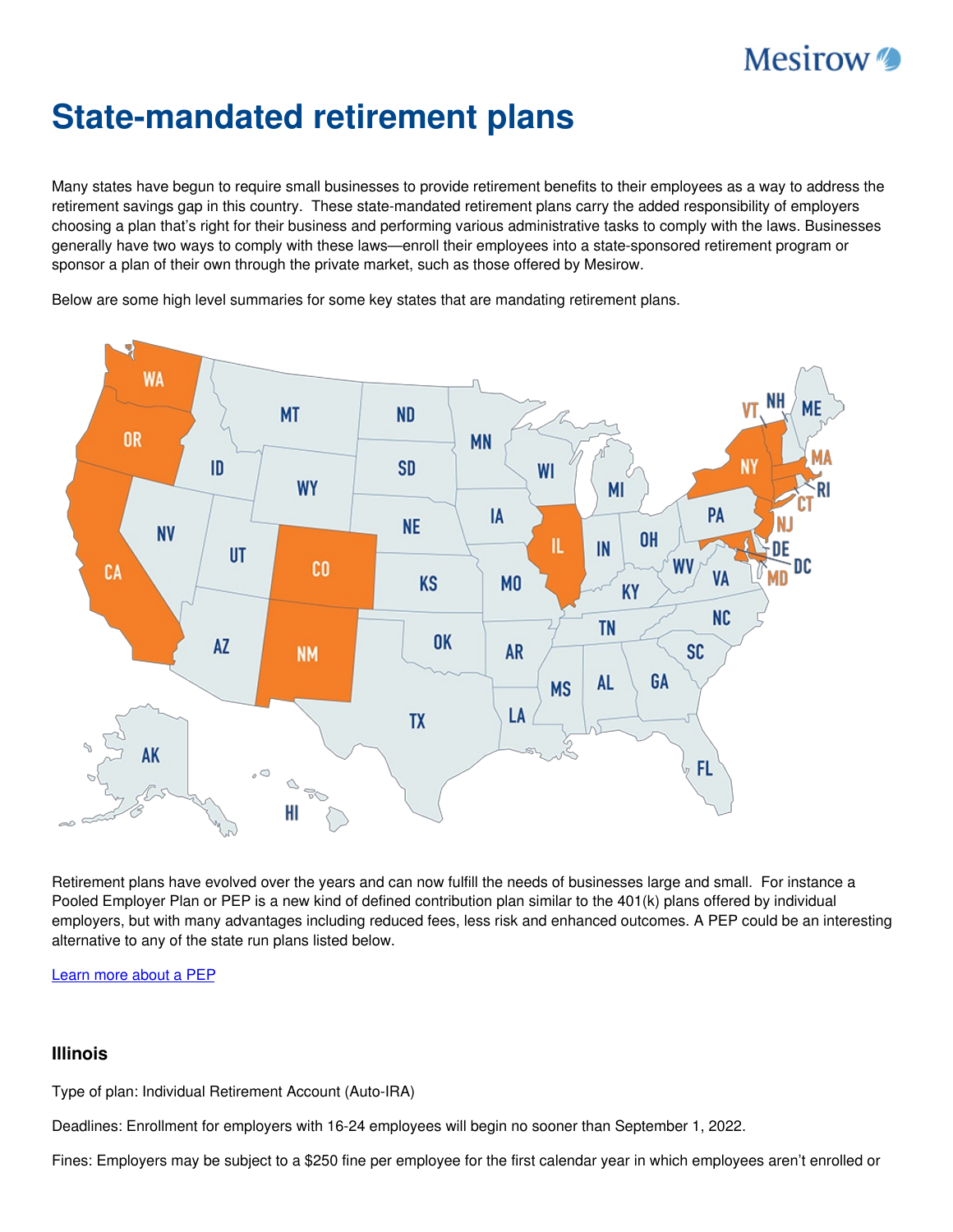# State-mandated retirement plans

Many states have begun to require small businesses to provide retirement benefits to their employees as a way to address the retirement savings gap in this country. These state-mandated retirement plans carry the added responsibility of employers choosing a plan that's right for their business and performing various administrative tasks to comply with the laws. Businesses generally have two ways to comply with these laws—enroll their employees into a state-sponsored retirement program or sponsor a plan of their own through the private market, such as those offered by Mesirow.

Below are some high level summaries for some key states that are mandating retirement plans.

Retirement plans have evolved over the years and can now fulfill the needs of businesses large and small. For instance a Pooled Employer Plan or PEP is a new kind of defined contribution plan similar to the 401(k) plans offered by individual employers, but with many advantages including reduced fees, less risk and enhanced outcomes. A PEP could be an interesting alternative to any of the state run plans listed below.

[Learn more about a PEP]

### Illinois

Type of plan: Individual Retirement Account (Auto-IRA)

Deadlines: Enrollment for employers with 16-24 employees will begin no sooner than September 1, 2022.

Fines: Employers may be subject to a $250 fine per employee for the first calendar year in which employees aren't enrolled or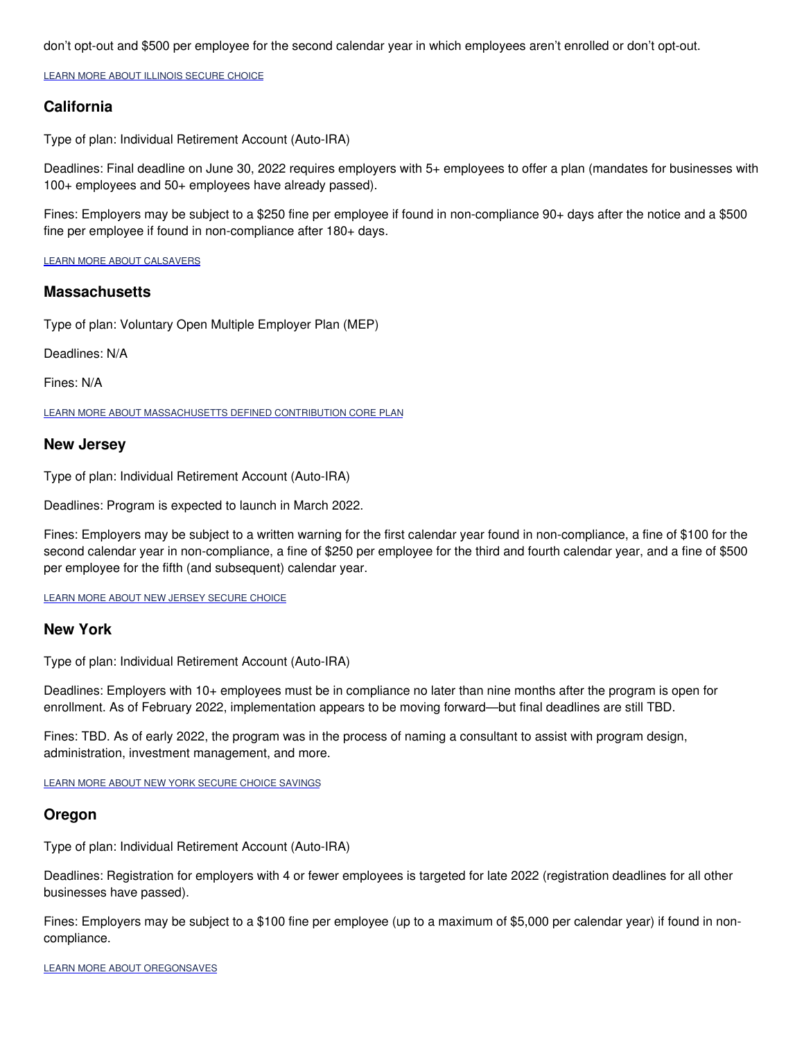don't opt-out and $500 per employee for the second calendar year in which employees aren't enrolled or don't opt-out.

LEARN MORE ABOUT ILLINOIS SECURE CHOICE

### California

Type of plan: Individual Retirement Account (Auto-IRA)

Deadlines: Final deadline on June 30, 2022 requires employers with 5+ employees to offer a plan (mandates for businesses with 100+ employees and 50+ employees have already passed).

Fines: Employers may be subject to a $250 fine per employee if found in non-compliance 90+ days after the notice and a $500 fine per employee if found in non-compliance after 180+ days.

LEARN MORE ABOUT CALSAVERS

### Massachusetts

Type of plan: Voluntary Open Multiple Employer Plan (MEP)

Deadlines: N/A

Fines: N/A

LEARN MORE ABOUT MASSACHUSETTS DEFINED CONTRIBUTION CORE PLAN

### New Jersey

Type of plan: Individual Retirement Account (Auto-IRA)

Deadlines: Program is expected to launch in March 2022.

Fines: Employers may be subject to a written warning for the first calendar year found in non-compliance, a fine of $100 for the second calendar year in non-compliance, a fine of $250 per employee for the third and fourth calendar year, and a fine of $500 per employee for the fifth (and subsequent) calendar year.

LEARN MORE ABOUT NEW JERSEY SECURE CHOICE

### New York

Type of plan: Individual Retirement Account (Auto-IRA)

Deadlines: Employers with 10+ employees must be in compliance no later than nine months after the program is open for enrollment. As of February 2022, implementation appears to be moving forward—but final deadlines are still TBD.

Fines: TBD. As of early 2022, the program was in the process of naming a consultant to assist with program design, administration, investment management, and more.

LEARN MORE ABOUT NEW YORK SECURE CHOICE SAVINGS

### Oregon

Type of plan: Individual Retirement Account (Auto-IRA)

Deadlines: Registration for employers with 4 or fewer employees is targeted for late 2022 (registration deadlines for all other businesses have passed).

Fines: Employers may be subject to a $100 fine per employee (up to a maximum of $5,000 per calendar year) if found in non-compliance.

LEARN MORE ABOUT OREGONSAVES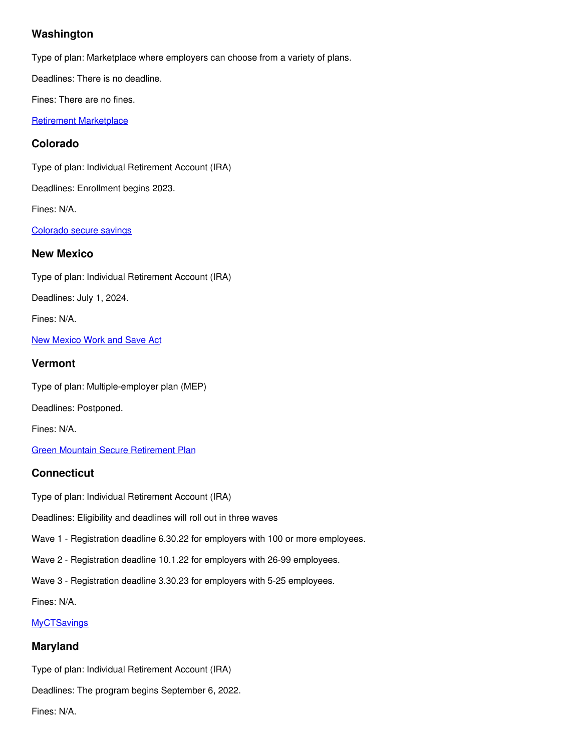## Washington

Type of plan: Marketplace where employers can choose from a variety of plans.

Deadlines: There is no deadline.

Fines: There are no fines.

[Retirement Marketplace]

## Colorado

Type of plan: Individual Retirement Account (IRA)

Deadlines: Enrollment begins 2023.

Fines: N/A.

[Colorado secure savings]

## New Mexico

Type of plan: Individual Retirement Account (IRA)

Deadlines: July 1, 2024.

Fines: N/A.

[New Mexico Work and Save Act]

## Vermont

Type of plan: Multiple-employer plan (MEP)

Deadlines: Postponed.

Fines: N/A.

[Green Mountain Secure Retirement Plan]

## Connecticut

Type of plan: Individual Retirement Account (IRA)

Deadlines: Eligibility and deadlines will roll out in three waves

Wave 1 - Registration deadline 6.30.22 for employers with 100 or more employees.

Wave 2 - Registration deadline 10.1.22 for employers with 26-99 employees.

Wave 3 - Registration deadline 3.30.23 for employers with 5-25 employees.

Fines: N/A.

[MyCTSavings]

## Maryland

Type of plan: Individual Retirement Account (IRA)

Deadlines: The program begins September 6, 2022.

Fines: N/A.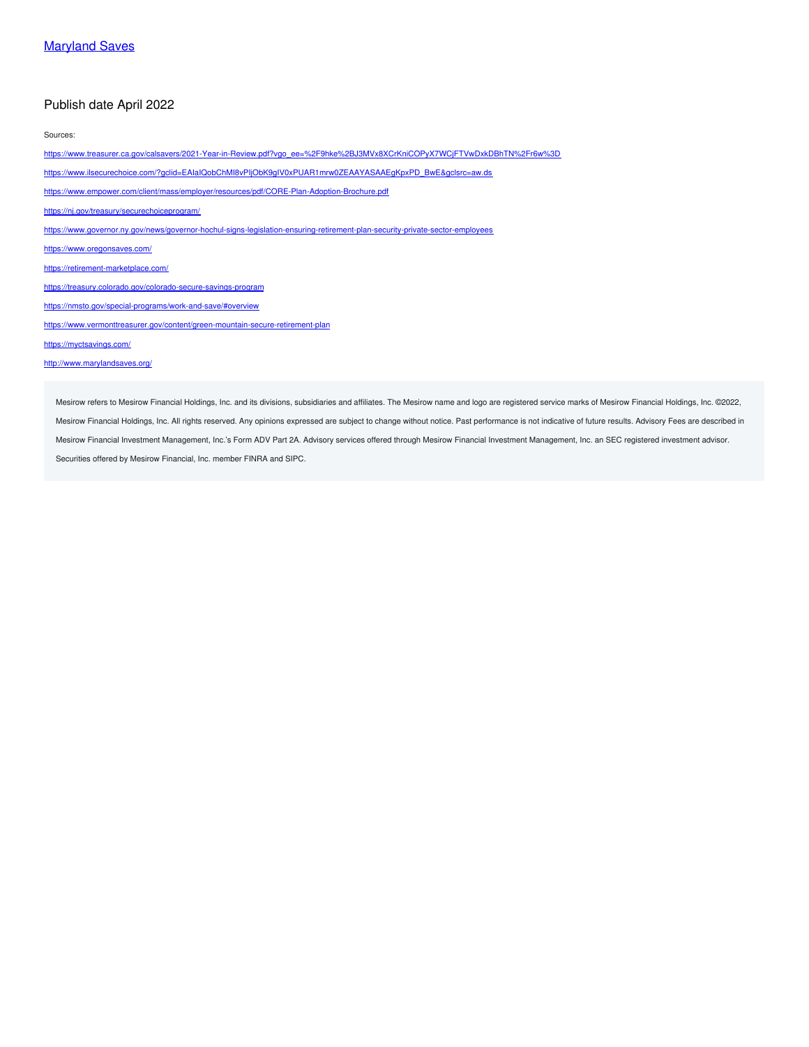[Maryland Saves](http://www.marylandsaves.org/)

Publish date April 2022

Sources:

https://www.treasurer.ca.gov/calsavers/2021-Year-in-Review.pdf?vgo_ee=%2F9hke%2BJ3MVx8XCrKniCOPyX7WCjFTVwDxkDBhTN%2Fr6w%3D

https://www.ilsecurechoice.com/?gclid=EAIaIQobChMI8vPIjObK9gIV0xPUAR1mrw0ZEAAYASAAEgKpxPD_BwE&gclsrc=aw.ds

https://www.empower.com/client/mass/employer/resources/pdf/CORE-Plan-Adoption-Brochure.pdf

https://nj.gov/treasury/securechoiceprogram/

https://www.governor.ny.gov/news/governor-hochul-signs-legislation-ensuring-retirement-plan-security-private-sector-employees

https://www.oregonsaves.com/

https://retirement-marketplace.com/

https://treasury.colorado.gov/colorado-secure-savings-program

https://nmsto.gov/special-programs/work-and-save/#overview

https://www.vermonttreasurer.gov/content/green-mountain-secure-retirement-plan

https://myctsavings.com/

http://www.marylandsaves.org/

Mesirow refers to Mesirow Financial Holdings, Inc. and its divisions, subsidiaries and affiliates. The Mesirow name and logo are registered service marks of Mesirow Financial Holdings, Inc. ©2022, Mesirow Financial Holdings, Inc. All rights reserved. Any opinions expressed are subject to change without notice. Past performance is not indicative of future results. Advisory Fees are described in Mesirow Financial Investment Management, Inc.'s Form ADV Part 2A. Advisory services offered through Mesirow Financial Investment Management, Inc. an SEC registered investment advisor. Securities offered by Mesirow Financial, Inc. member FINRA and SIPC.